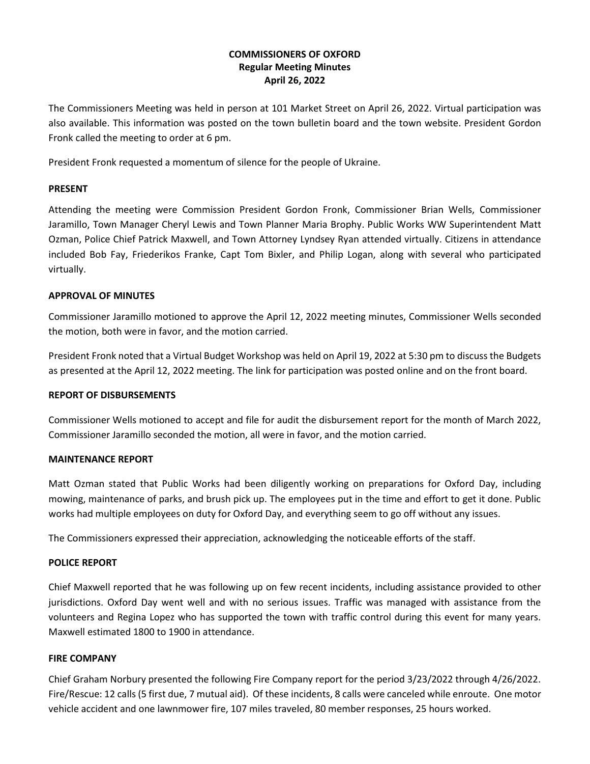**COMMISSIONERS OF OXFORD**
**Regular Meeting Minutes**
**April 26, 2022**

The Commissioners Meeting was held in person at 101 Market Street on April 26, 2022. Virtual participation was also available. This information was posted on the town bulletin board and the town website. President Gordon Fronk called the meeting to order at 6 pm.

President Fronk requested a momentum of silence for the people of Ukraine.

**PRESENT**

Attending the meeting were Commission President Gordon Fronk, Commissioner Brian Wells, Commissioner Jaramillo, Town Manager Cheryl Lewis and Town Planner Maria Brophy. Public Works WW Superintendent Matt Ozman, Police Chief Patrick Maxwell, and Town Attorney Lyndsey Ryan attended virtually. Citizens in attendance included Bob Fay, Friederikos Franke, Capt Tom Bixler, and Philip Logan, along with several who participated virtually.

**APPROVAL OF MINUTES**

Commissioner Jaramillo motioned to approve the April 12, 2022 meeting minutes, Commissioner Wells seconded the motion, both were in favor, and the motion carried.

President Fronk noted that a Virtual Budget Workshop was held on April 19, 2022 at 5:30 pm to discuss the Budgets as presented at the April 12, 2022 meeting. The link for participation was posted online and on the front board.

**REPORT OF DISBURSEMENTS**

Commissioner Wells motioned to accept and file for audit the disbursement report for the month of March 2022, Commissioner Jaramillo seconded the motion, all were in favor, and the motion carried.

**MAINTENANCE REPORT**

Matt Ozman stated that Public Works had been diligently working on preparations for Oxford Day, including mowing, maintenance of parks, and brush pick up. The employees put in the time and effort to get it done. Public works had multiple employees on duty for Oxford Day, and everything seem to go off without any issues.

The Commissioners expressed their appreciation, acknowledging the noticeable efforts of the staff.

**POLICE REPORT**

Chief Maxwell reported that he was following up on few recent incidents, including assistance provided to other jurisdictions. Oxford Day went well and with no serious issues. Traffic was managed with assistance from the volunteers and Regina Lopez who has supported the town with traffic control during this event for many years. Maxwell estimated 1800 to 1900 in attendance.

**FIRE COMPANY**

Chief Graham Norbury presented the following Fire Company report for the period 3/23/2022 through 4/26/2022. Fire/Rescue: 12 calls (5 first due, 7 mutual aid). Of these incidents, 8 calls were canceled while enroute. One motor vehicle accident and one lawnmower fire, 107 miles traveled, 80 member responses, 25 hours worked.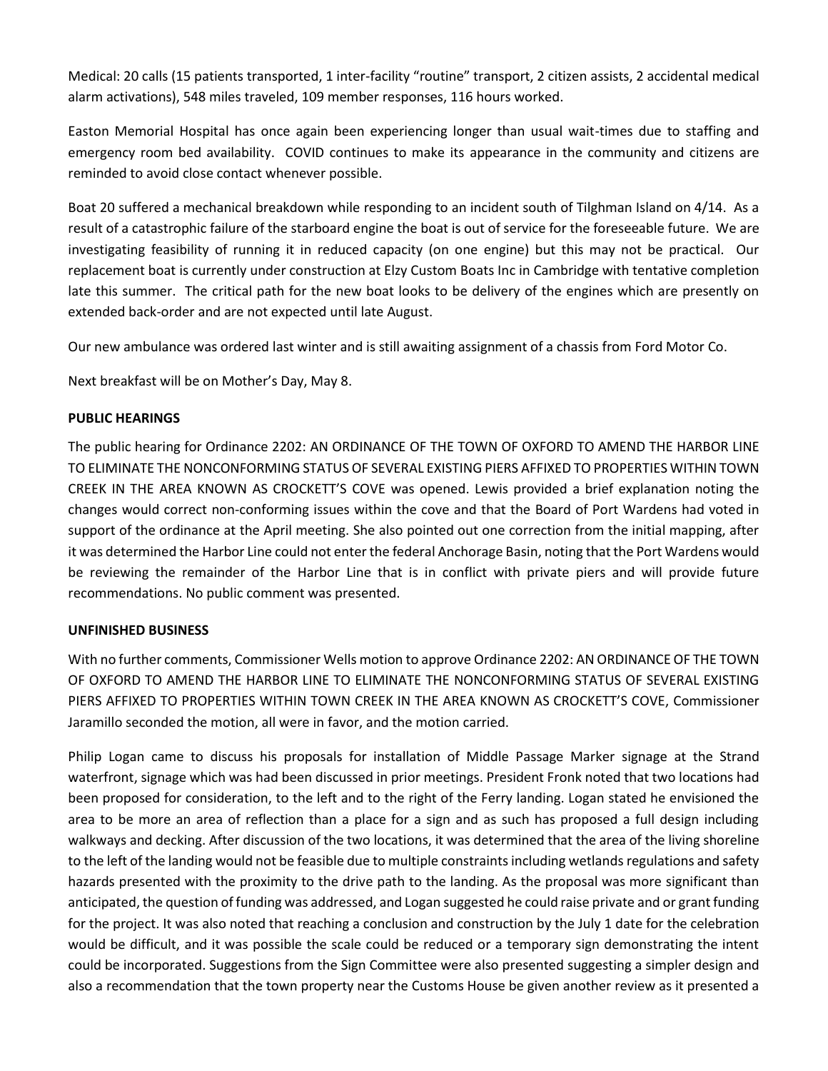Medical: 20 calls (15 patients transported, 1 inter-facility "routine" transport, 2 citizen assists, 2 accidental medical alarm activations), 548 miles traveled, 109 member responses, 116 hours worked.

Easton Memorial Hospital has once again been experiencing longer than usual wait-times due to staffing and emergency room bed availability. COVID continues to make its appearance in the community and citizens are reminded to avoid close contact whenever possible.

Boat 20 suffered a mechanical breakdown while responding to an incident south of Tilghman Island on 4/14. As a result of a catastrophic failure of the starboard engine the boat is out of service for the foreseeable future. We are investigating feasibility of running it in reduced capacity (on one engine) but this may not be practical. Our replacement boat is currently under construction at Elzy Custom Boats Inc in Cambridge with tentative completion late this summer. The critical path for the new boat looks to be delivery of the engines which are presently on extended back-order and are not expected until late August.

Our new ambulance was ordered last winter and is still awaiting assignment of a chassis from Ford Motor Co.

Next breakfast will be on Mother's Day, May 8.

**PUBLIC HEARINGS**

The public hearing for Ordinance 2202: AN ORDINANCE OF THE TOWN OF OXFORD TO AMEND THE HARBOR LINE TO ELIMINATE THE NONCONFORMING STATUS OF SEVERAL EXISTING PIERS AFFIXED TO PROPERTIES WITHIN TOWN CREEK IN THE AREA KNOWN AS CROCKETT'S COVE was opened. Lewis provided a brief explanation noting the changes would correct non-conforming issues within the cove and that the Board of Port Wardens had voted in support of the ordinance at the April meeting. She also pointed out one correction from the initial mapping, after it was determined the Harbor Line could not enter the federal Anchorage Basin, noting that the Port Wardens would be reviewing the remainder of the Harbor Line that is in conflict with private piers and will provide future recommendations. No public comment was presented.

**UNFINISHED BUSINESS**

With no further comments, Commissioner Wells motion to approve Ordinance 2202: AN ORDINANCE OF THE TOWN OF OXFORD TO AMEND THE HARBOR LINE TO ELIMINATE THE NONCONFORMING STATUS OF SEVERAL EXISTING PIERS AFFIXED TO PROPERTIES WITHIN TOWN CREEK IN THE AREA KNOWN AS CROCKETT'S COVE, Commissioner Jaramillo seconded the motion, all were in favor, and the motion carried.

Philip Logan came to discuss his proposals for installation of Middle Passage Marker signage at the Strand waterfront, signage which was had been discussed in prior meetings. President Fronk noted that two locations had been proposed for consideration, to the left and to the right of the Ferry landing. Logan stated he envisioned the area to be more an area of reflection than a place for a sign and as such has proposed a full design including walkways and decking. After discussion of the two locations, it was determined that the area of the living shoreline to the left of the landing would not be feasible due to multiple constraints including wetlands regulations and safety hazards presented with the proximity to the drive path to the landing. As the proposal was more significant than anticipated, the question of funding was addressed, and Logan suggested he could raise private and or grant funding for the project. It was also noted that reaching a conclusion and construction by the July 1 date for the celebration would be difficult, and it was possible the scale could be reduced or a temporary sign demonstrating the intent could be incorporated. Suggestions from the Sign Committee were also presented suggesting a simpler design and also a recommendation that the town property near the Customs House be given another review as it presented a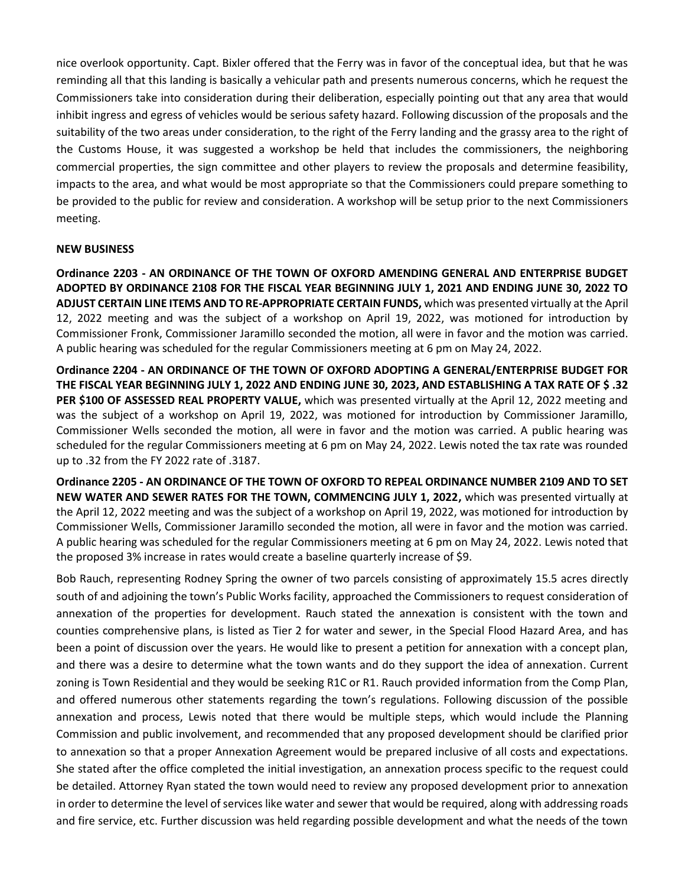nice overlook opportunity. Capt. Bixler offered that the Ferry was in favor of the conceptual idea, but that he was reminding all that this landing is basically a vehicular path and presents numerous concerns, which he request the Commissioners take into consideration during their deliberation, especially pointing out that any area that would inhibit ingress and egress of vehicles would be serious safety hazard. Following discussion of the proposals and the suitability of the two areas under consideration, to the right of the Ferry landing and the grassy area to the right of the Customs House, it was suggested a workshop be held that includes the commissioners, the neighboring commercial properties, the sign committee and other players to review the proposals and determine feasibility, impacts to the area, and what would be most appropriate so that the Commissioners could prepare something to be provided to the public for review and consideration. A workshop will be setup prior to the next Commissioners meeting.

**NEW BUSINESS**

**Ordinance 2203 - AN ORDINANCE OF THE TOWN OF OXFORD AMENDING GENERAL AND ENTERPRISE BUDGET ADOPTED BY ORDINANCE 2108 FOR THE FISCAL YEAR BEGINNING JULY 1, 2021 AND ENDING JUNE 30, 2022 TO ADJUST CERTAIN LINE ITEMS AND TO RE-APPROPRIATE CERTAIN FUNDS,** which was presented virtually at the April 12, 2022 meeting and was the subject of a workshop on April 19, 2022, was motioned for introduction by Commissioner Fronk, Commissioner Jaramillo seconded the motion, all were in favor and the motion was carried. A public hearing was scheduled for the regular Commissioners meeting at 6 pm on May 24, 2022.

**Ordinance 2204 - AN ORDINANCE OF THE TOWN OF OXFORD ADOPTING A GENERAL/ENTERPRISE BUDGET FOR THE FISCAL YEAR BEGINNING JULY 1, 2022 AND ENDING JUNE 30, 2023, AND ESTABLISHING A TAX RATE OF $ .32 PER $100 OF ASSESSED REAL PROPERTY VALUE,** which was presented virtually at the April 12, 2022 meeting and was the subject of a workshop on April 19, 2022, was motioned for introduction by Commissioner Jaramillo, Commissioner Wells seconded the motion, all were in favor and the motion was carried. A public hearing was scheduled for the regular Commissioners meeting at 6 pm on May 24, 2022. Lewis noted the tax rate was rounded up to .32 from the FY 2022 rate of .3187.

**Ordinance 2205 - AN ORDINANCE OF THE TOWN OF OXFORD TO REPEAL ORDINANCE NUMBER 2109 AND TO SET NEW WATER AND SEWER RATES FOR THE TOWN, COMMENCING JULY 1, 2022,** which was presented virtually at the April 12, 2022 meeting and was the subject of a workshop on April 19, 2022, was motioned for introduction by Commissioner Wells, Commissioner Jaramillo seconded the motion, all were in favor and the motion was carried. A public hearing was scheduled for the regular Commissioners meeting at 6 pm on May 24, 2022. Lewis noted that the proposed 3% increase in rates would create a baseline quarterly increase of $9.

Bob Rauch, representing Rodney Spring the owner of two parcels consisting of approximately 15.5 acres directly south of and adjoining the town's Public Works facility, approached the Commissioners to request consideration of annexation of the properties for development. Rauch stated the annexation is consistent with the town and counties comprehensive plans, is listed as Tier 2 for water and sewer, in the Special Flood Hazard Area, and has been a point of discussion over the years. He would like to present a petition for annexation with a concept plan, and there was a desire to determine what the town wants and do they support the idea of annexation. Current zoning is Town Residential and they would be seeking R1C or R1. Rauch provided information from the Comp Plan, and offered numerous other statements regarding the town's regulations. Following discussion of the possible annexation and process, Lewis noted that there would be multiple steps, which would include the Planning Commission and public involvement, and recommended that any proposed development should be clarified prior to annexation so that a proper Annexation Agreement would be prepared inclusive of all costs and expectations. She stated after the office completed the initial investigation, an annexation process specific to the request could be detailed. Attorney Ryan stated the town would need to review any proposed development prior to annexation in order to determine the level of services like water and sewer that would be required, along with addressing roads and fire service, etc. Further discussion was held regarding possible development and what the needs of the town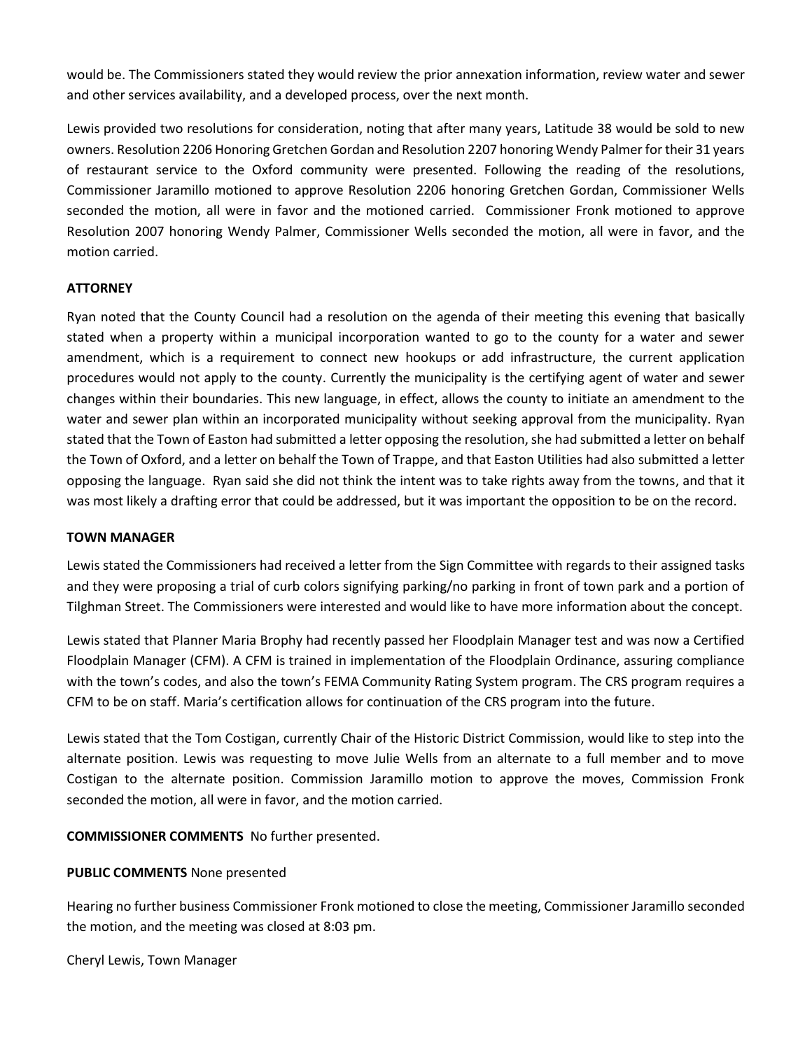would be. The Commissioners stated they would review the prior annexation information, review water and sewer and other services availability, and a developed process, over the next month.

Lewis provided two resolutions for consideration, noting that after many years, Latitude 38 would be sold to new owners. Resolution 2206 Honoring Gretchen Gordan and Resolution 2207 honoring Wendy Palmer for their 31 years of restaurant service to the Oxford community were presented. Following the reading of the resolutions, Commissioner Jaramillo motioned to approve Resolution 2206 honoring Gretchen Gordan, Commissioner Wells seconded the motion, all were in favor and the motioned carried. Commissioner Fronk motioned to approve Resolution 2007 honoring Wendy Palmer, Commissioner Wells seconded the motion, all were in favor, and the motion carried.

**ATTORNEY**

Ryan noted that the County Council had a resolution on the agenda of their meeting this evening that basically stated when a property within a municipal incorporation wanted to go to the county for a water and sewer amendment, which is a requirement to connect new hookups or add infrastructure, the current application procedures would not apply to the county. Currently the municipality is the certifying agent of water and sewer changes within their boundaries. This new language, in effect, allows the county to initiate an amendment to the water and sewer plan within an incorporated municipality without seeking approval from the municipality. Ryan stated that the Town of Easton had submitted a letter opposing the resolution, she had submitted a letter on behalf the Town of Oxford, and a letter on behalf the Town of Trappe, and that Easton Utilities had also submitted a letter opposing the language. Ryan said she did not think the intent was to take rights away from the towns, and that it was most likely a drafting error that could be addressed, but it was important the opposition to be on the record.

**TOWN MANAGER**

Lewis stated the Commissioners had received a letter from the Sign Committee with regards to their assigned tasks and they were proposing a trial of curb colors signifying parking/no parking in front of town park and a portion of Tilghman Street. The Commissioners were interested and would like to have more information about the concept.

Lewis stated that Planner Maria Brophy had recently passed her Floodplain Manager test and was now a Certified Floodplain Manager (CFM). A CFM is trained in implementation of the Floodplain Ordinance, assuring compliance with the town's codes, and also the town's FEMA Community Rating System program. The CRS program requires a CFM to be on staff. Maria's certification allows for continuation of the CRS program into the future.

Lewis stated that the Tom Costigan, currently Chair of the Historic District Commission, would like to step into the alternate position. Lewis was requesting to move Julie Wells from an alternate to a full member and to move Costigan to the alternate position. Commission Jaramillo motion to approve the moves, Commission Fronk seconded the motion, all were in favor, and the motion carried.

**COMMISSIONER COMMENTS** No further presented.

**PUBLIC COMMENTS** None presented

Hearing no further business Commissioner Fronk motioned to close the meeting, Commissioner Jaramillo seconded the motion, and the meeting was closed at 8:03 pm.

Cheryl Lewis, Town Manager